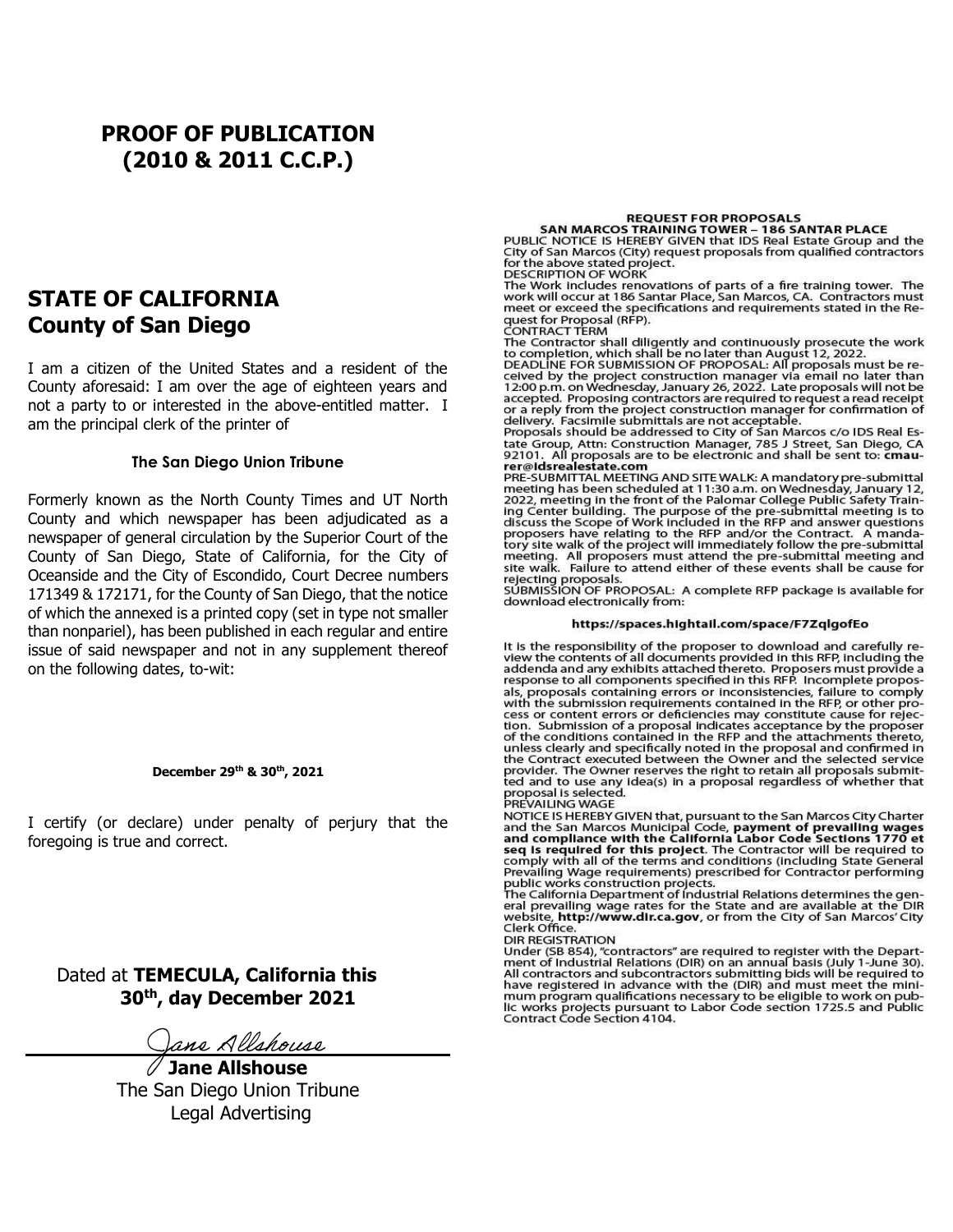# PROOF OF PUBLICATION
# (2010 & 2011 C.C.P.)

## STATE OF CALIFORNIA
## County of San Diego

I am a citizen of the United States and a resident of the County aforesaid: I am over the age of eighteen years and not a party to or interested in the above-entitled matter. I am the principal clerk of the printer of

**The San Diego Union Tribune**

Formerly known as the North County Times and UT North County and which newspaper has been adjudicated as a newspaper of general circulation by the Superior Court of the County of San Diego, State of California, for the City of Oceanside and the City of Escondido, Court Decree numbers 171349 & 172171, for the County of San Diego, that the notice of which the annexed is a printed copy (set in type not smaller than nonpariel), has been published in each regular and entire issue of said newspaper and not in any supplement thereof on the following dates, to-wit:

**December 29th & 30th, 2021**

I certify (or declare) under penalty of perjury that the foregoing is true and correct.

Dated at **TEMECULA, California this 30th, day December 2021**

*Jane Allshouse*

**Jane Allshouse**
The San Diego Union Tribune
Legal Advertising

**REQUEST FOR PROPOSALS**
**SAN MARCOS TRAINING TOWER – 186 SANTAR PLACE**

PUBLIC NOTICE IS HEREBY GIVEN that IDS Real Estate Group and the City of San Marcos (City) request proposals from qualified contractors for the above stated project.

DESCRIPTION OF WORK
The Work includes renovations of parts of a fire training tower. The work will occur at 186 Santar Place, San Marcos, CA. Contractors must meet or exceed the specifications and requirements stated in the Request for Proposal (RFP).

CONTRACT TERM
The Contractor shall diligently and continuously prosecute the work to completion, which shall be no later than August 12, 2022.

DEADLINE FOR SUBMISSION OF PROPOSAL: All proposals must be received by the project construction manager via email no later than 12:00 p.m. on Wednesday, January 26, 2022. Late proposals will not be accepted. Proposing contractors are required to request a read receipt or a reply from the project construction manager for confirmation of delivery. Facsimile submittals are not acceptable.

Proposals should be addressed to City of San Marcos c/o IDS Real Estate Group, Attn: Construction Manager, 785 J Street, San Diego, CA 92101. All proposals are to be electronic and shall be sent to: **cmaurer@idsrealestate.com**

PRE-SUBMITTAL MEETING AND SITE WALK: A mandatory pre-submittal meeting has been scheduled at 11:30 a.m. on Wednesday, January 12, 2022, meeting in the front of the Palomar College Public Safety Training Center building. The purpose of the pre-submittal meeting is to discuss the Scope of Work included in the RFP and answer questions proposers have relating to the RFP and/or the Contract. A mandatory site walk of the project will immediately follow the pre-submittal meeting. All proposers must attend the pre-submittal meeting and site walk. Failure to attend either of these events shall be cause for rejecting proposals.

SUBMISSION OF PROPOSAL: A complete RFP package is available for download electronically from:

**https://spaces.hightail.com/space/F7ZqlgofEo**

It is the responsibility of the proposer to download and carefully review the contents of all documents provided in this RFP, including the addenda and any exhibits attached thereto. Proposers must provide a response to all components specified in this RFP. Incomplete proposals, proposals containing errors or inconsistencies, failure to comply with the submission requirements contained in the RFP, or other process or content errors or deficiencies may constitute cause for rejection. Submission of a proposal indicates acceptance by the proposer of the conditions contained in the RFP and the attachments thereto, unless clearly and specifically noted in the proposal and confirmed in the Contract executed between the Owner and the selected service provider. The Owner reserves the right to retain all proposals submitted and to use any idea(s) in a proposal regardless of whether that proposal is selected.

PREVAILING WAGE
NOTICE IS HEREBY GIVEN that, pursuant to the San Marcos City Charter and the San Marcos Municipal Code, **payment of prevailing wages and compliance with the California Labor Code Sections 1770 et seq is required for this project**. The Contractor will be required to comply with all of the terms and conditions (including State General Prevailing Wage requirements) prescribed for Contractor performing public works construction projects.

The California Department of Industrial Relations determines the general prevailing wage rates for the State and are available at the DIR website, **http://www.dir.ca.gov**, or from the City of San Marcos' City Clerk Office.

DIR REGISTRATION
Under (SB 854), "contractors" are required to register with the Department of Industrial Relations (DIR) on an annual basis (July 1-June 30). All contractors and subcontractors submitting bids will be required to have registered in advance with the (DIR) and must meet the minimum program qualifications necessary to be eligible to work on public works projects pursuant to Labor Code section 1725.5 and Public Contract Code Section 4104.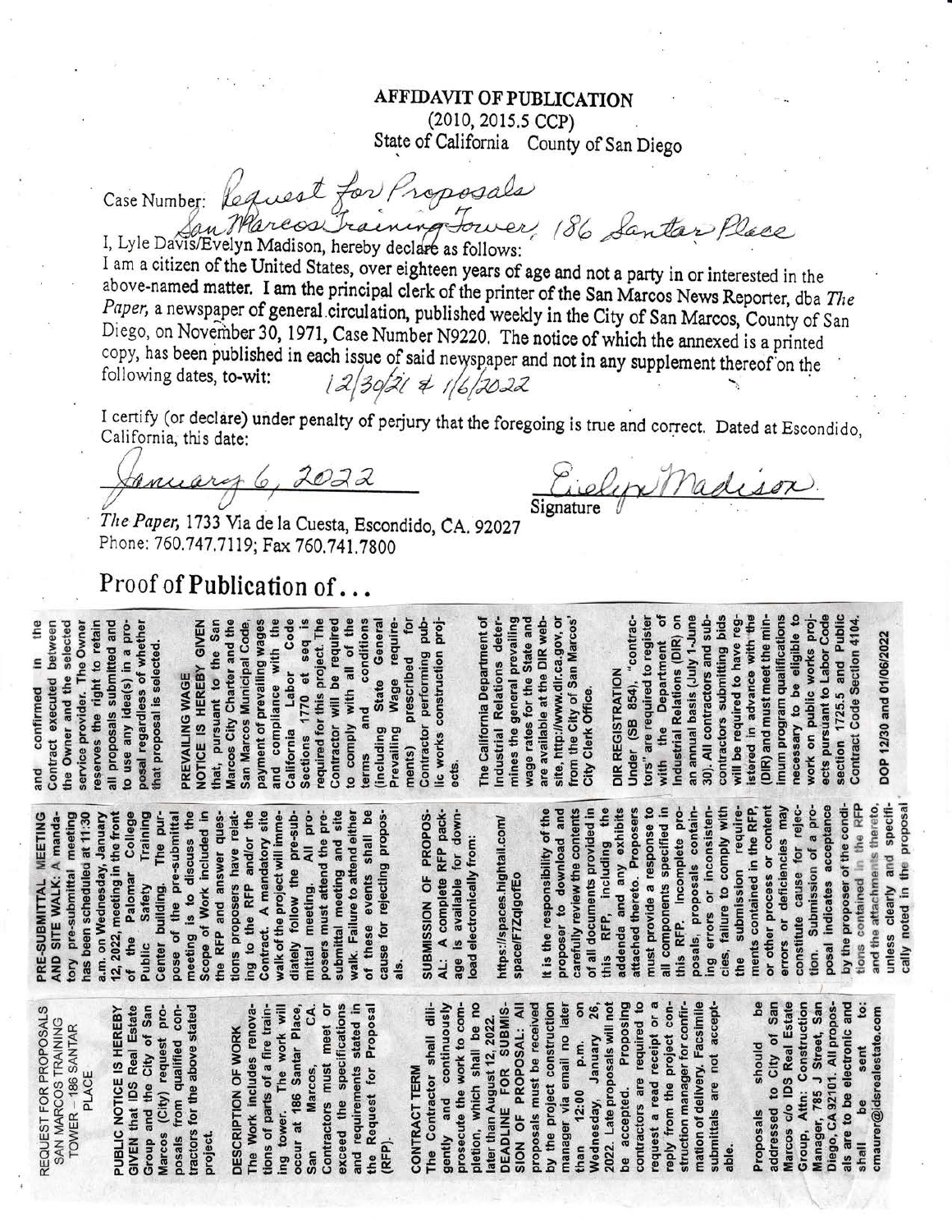# AFFIDAVIT OF PUBLICATION

(2010, 2015.5 CCP)

State of California County of San Diego

Case Number: Request for Proposals San Marcos Training Tower, 186 Santar Place

I, Lyle Davis/Evelyn Madison, hereby declare as follows:

I am a citizen of the United States, over eighteen years of age and not a party in or interested in the above-named matter. I am the principal clerk of the printer of the San Marcos News Reporter, dba *The Paper,* a newspaper of general circulation, published weekly in the City of San Marcos, County of San Diego, on November 30, 1971, Case Number N9220. The notice of which the annexed is a printed copy, has been published in each issue of said newspaper and not in any supplement thereof on the following dates, to-wit: 12/30/21 & 1/6/2022

I certify (or declare) under penalty of perjury that the foregoing is true and correct. Dated at Escondido, California, this date:

January 6, 2022

Evelyn Madison

Signature

*The Paper,* 1733 Via de la Cuesta, Escondido, CA. 92027
Phone: 760.747.7119; Fax 760.741.7800

## Proof of Publication of...

REQUEST FOR PROPOSALS SAN MARCOS TRAINING TOWER – 186 SANTAR PLACE

**PUBLIC NOTICE IS HEREBY GIVEN** that IDS Real Estate Group and the City of San Marcos (City) request proposals from qualified contractors for the above stated project.

**DESCRIPTION OF WORK**
The Work includes renovations of parts of a fire training tower. The work will occur at 186 Santar Place, San Marcos, CA. Contractors must meet or exceed the specifications and requirements stated in the Request for Proposal (RFP).

**CONTRACT TERM**
The Contractor shall diligently and continuously prosecute the work to completion, which shall be no later than August 12, 2022.

**DEADLINE FOR SUBMISSION OF PROPOSAL:** All proposals must be received by the project construction manager via email no later than 12:00 p.m. on Wednesday, January 26, 2022. Late proposals will not be accepted. Proposing contractors are required to request a read receipt or a reply from the project construction manager for confirmation of delivery. Facsimile submittals are not acceptable.

Proposals should be addressed to City of San Marcos c/o IDS Real Estate Group, Attn: Construction Manager, 785 J Street, San Diego, CA 92101. All proposals are to be electronic and shall be sent to: cmaurer@idsrealestate.com

**PRE-SUBMITTAL MEETING AND SITE WALK:** A mandatory pre-submittal meeting has been scheduled at 11:30 a.m. on Wednesday, January 12, 2022, meeting in the front of the Palomar College Public Safety Training Center building. The purpose of the pre-submittal meeting is to discuss the Scope of Work included in the RFP and answer questions proposers have relating to the RFP and/or the Contract. A mandatory site walk of the project will immediately follow the pre-submittal meeting. All proposers must attend the pre-submittal meeting and site walk. Failure to attend either of these events shall be cause for rejecting proposals.

**SUBMISSION OF PROPOSAL:** A complete RFP package is available for download electronically from:

https://spaces.hightail.com/space/F7ZqlgofEo

It is the responsibility of the proposer to download and carefully review the contents of all documents provided in this RFP, including the addenda and any exhibits attached thereto. Proposers must provide a response to all components specified in this RFP. Incomplete proposals, proposals containing errors or inconsistencies, failure to comply with the submission requirements contained in the RFP, or other process or content errors or deficiencies may constitute cause for rejection. Submission of a proposal indicates acceptance by the proposer of the conditions contained in the RFP and the attachments thereto, unless clearly and specifically noted in the proposal and confirmed in the Contract executed between the Owner and the selected service provider. The Owner reserves the right to retain all proposals submitted and to use any idea(s) in a proposal regardless of whether that proposal is selected.

**PREVAILING WAGE**
**NOTICE IS HEREBY GIVEN** that, pursuant to the San Marcos City Charter and the San Marcos Municipal Code, payment of prevailing wages and compliance with the California Labor Code Sections 1770 et seq is required for this project. The Contractor will be required to comply with all of the terms and conditions (including State General Prevailing Wage requirements) prescribed for Contractor performing public works construction projects.

The California Department of Industrial Relations determines the general prevailing wage rates for the State and are available at the DIR website, http://www.dir.ca.gov, or from the City of San Marcos' City Clerk Office.

**DIR REGISTRATION**
Under (SB 854), "contractors" are required to register with the Department of Industrial Relations (DIR) on an annual basis (July 1-June 30). All contractors and subcontractors submitting bids will be required to have registered in advance with the (DIR) and must meet the minimum program qualifications necessary to be eligible to work on public works projects pursuant to Labor Code section 1725.5 and Public Contract Code Section 4104.

DOP 12/30 and 01/06/2022